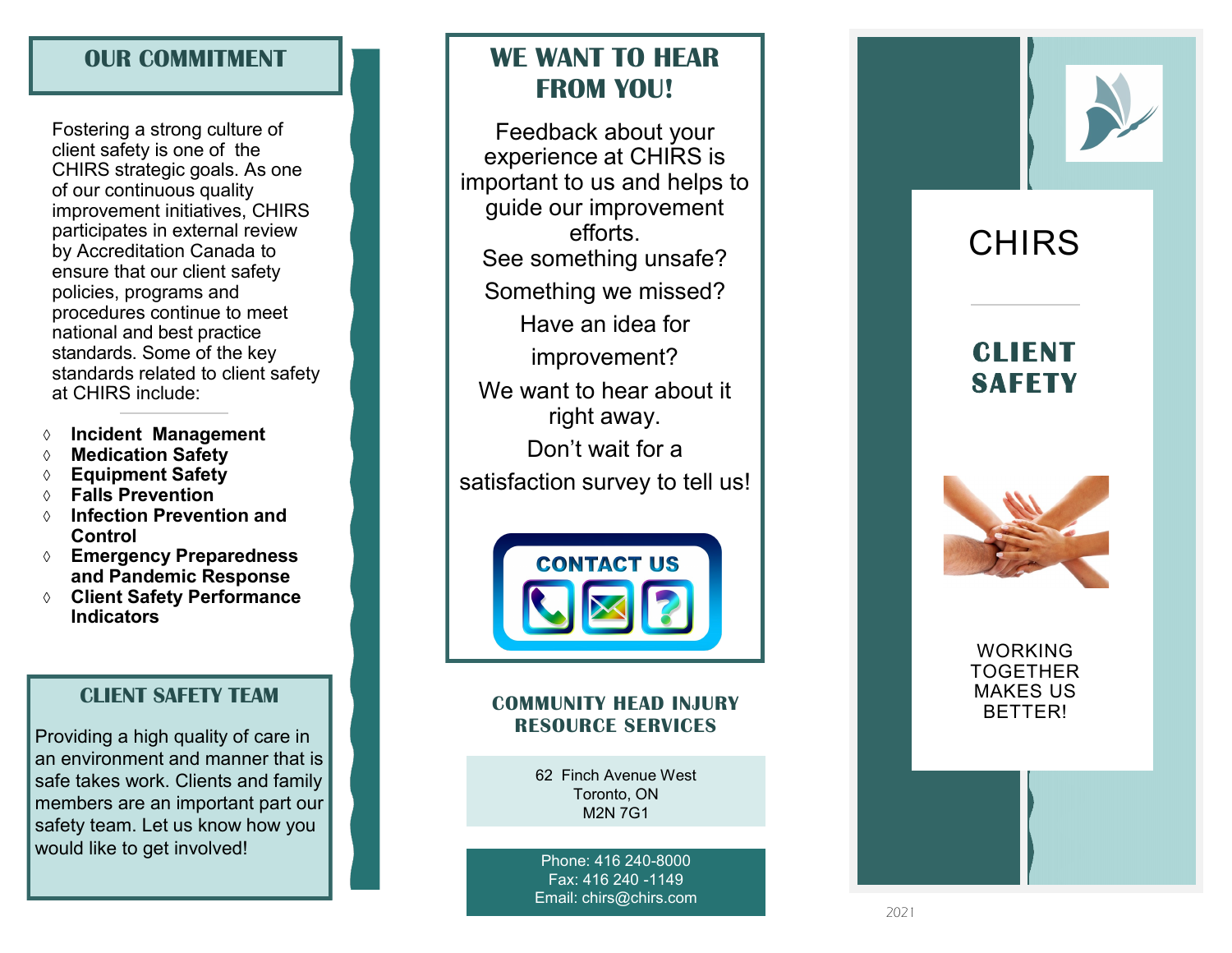## OUR COMMITMENT

Fostering a strong culture of client safety is one of the CHIRS strategic goals. As one of our continuous quality improvement initiatives, CHIRS participates in external review by Accreditation Canada to ensure that our client safety policies, programs and procedures continue to meet national and best practice standards. Some of the key standards related to client safety at CHIRS include:

- **Incident Management**
- **Medication Safety**
- **Equipment Safety**
- **Falls Prevention**
- **Infection Prevention and Control**
- **Emergency Preparedness and Pandemic Response**
- **Client Safety Performance Indicators**

## CLIENT SAFETY TEAM

Providing a high quality of care in an environment and manner that is safe takes work. Clients and family members are an important part our safety team. Let us know how you would like to get involved!

## WE WANT TO HEAR FROM YOU!

Feedback about your experience at CHIRS is important to us and helps to guide our improvement efforts.

See something unsafe?

Something we missed?

Have an idea for improvement?

We want to hear about it right away.

Don't wait for a satisfaction survey to tell us!

CONTACT US

### COMMUNITY HEAD INJURY RESOURCE SERVICES

62 Finch Avenue West
Toronto, ON
M2N 7G1

Phone: 416 240-8000
Fax: 416 240 -1149
Email: chirs@chirs.com

# CHIRS

## CLIENT SAFETY

WORKING TOGETHER MAKES US BETTER!

2021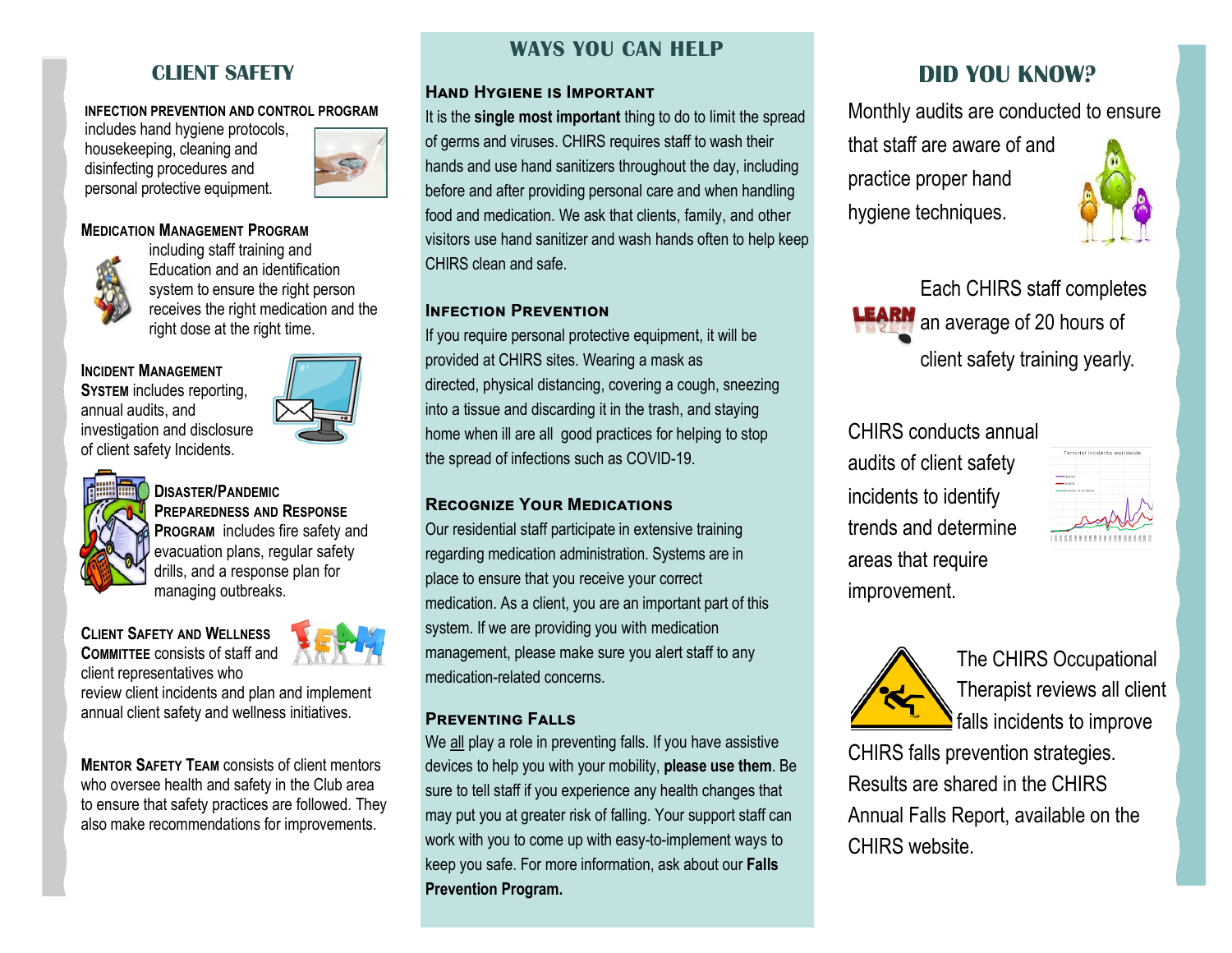## CLIENT SAFETY

**INFECTION PREVENTION AND CONTROL PROGRAM** includes hand hygiene protocols, housekeeping, cleaning and disinfecting procedures and personal protective equipment.

**MEDICATION MANAGEMENT PROGRAM** including staff training and Education and an identification system to ensure the right person receives the right medication and the right dose at the right time.

**INCIDENT MANAGEMENT SYSTEM** includes reporting, annual audits, and investigation and disclosure of client safety Incidents.

**DISASTER/PANDEMIC PREPAREDNESS AND RESPONSE PROGRAM** includes fire safety and evacuation plans, regular safety drills, and a response plan for managing outbreaks.

**CLIENT SAFETY AND WELLNESS COMMITTEE** consists of staff and client representatives who review client incidents and plan and implement annual client safety and wellness initiatives.

**MENTOR SAFETY TEAM** consists of client mentors who oversee health and safety in the Club area to ensure that safety practices are followed. They also make recommendations for improvements.

## WAYS YOU CAN HELP

### HAND HYGIENE IS IMPORTANT

It is the **single most important** thing to do to limit the spread of germs and viruses. CHIRS requires staff to wash their hands and use hand sanitizers throughout the day, including before and after providing personal care and when handling food and medication. We ask that clients, family, and other visitors use hand sanitizer and wash hands often to help keep CHIRS clean and safe.

### INFECTION PREVENTION

If you require personal protective equipment, it will be provided at CHIRS sites. Wearing a mask as directed, physical distancing, covering a cough, sneezing into a tissue and discarding it in the trash, and staying home when ill are all good practices for helping to stop the spread of infections such as COVID-19.

### RECOGNIZE YOUR MEDICATIONS

Our residential staff participate in extensive training regarding medication administration. Systems are in place to ensure that you receive your correct medication. As a client, you are an important part of this system. If we are providing you with medication management, please make sure you alert staff to any medication-related concerns.

### PREVENTING FALLS

We all play a role in preventing falls. If you have assistive devices to help you with your mobility, **please use them**. Be sure to tell staff if you experience any health changes that may put you at greater risk of falling. Your support staff can work with you to come up with easy-to-implement ways to keep you safe. For more information, ask about our **Falls Prevention Program.**

## DID YOU KNOW?

Monthly audits are conducted to ensure that staff are aware of and practice proper hand hygiene techniques.

Each CHIRS staff completes an average of 20 hours of client safety training yearly.

CHIRS conducts annual audits of client safety incidents to identify trends and determine areas that require improvement.

The CHIRS Occupational Therapist reviews all client falls incidents to improve CHIRS falls prevention strategies. Results are shared in the CHIRS Annual Falls Report, available on the CHIRS website.